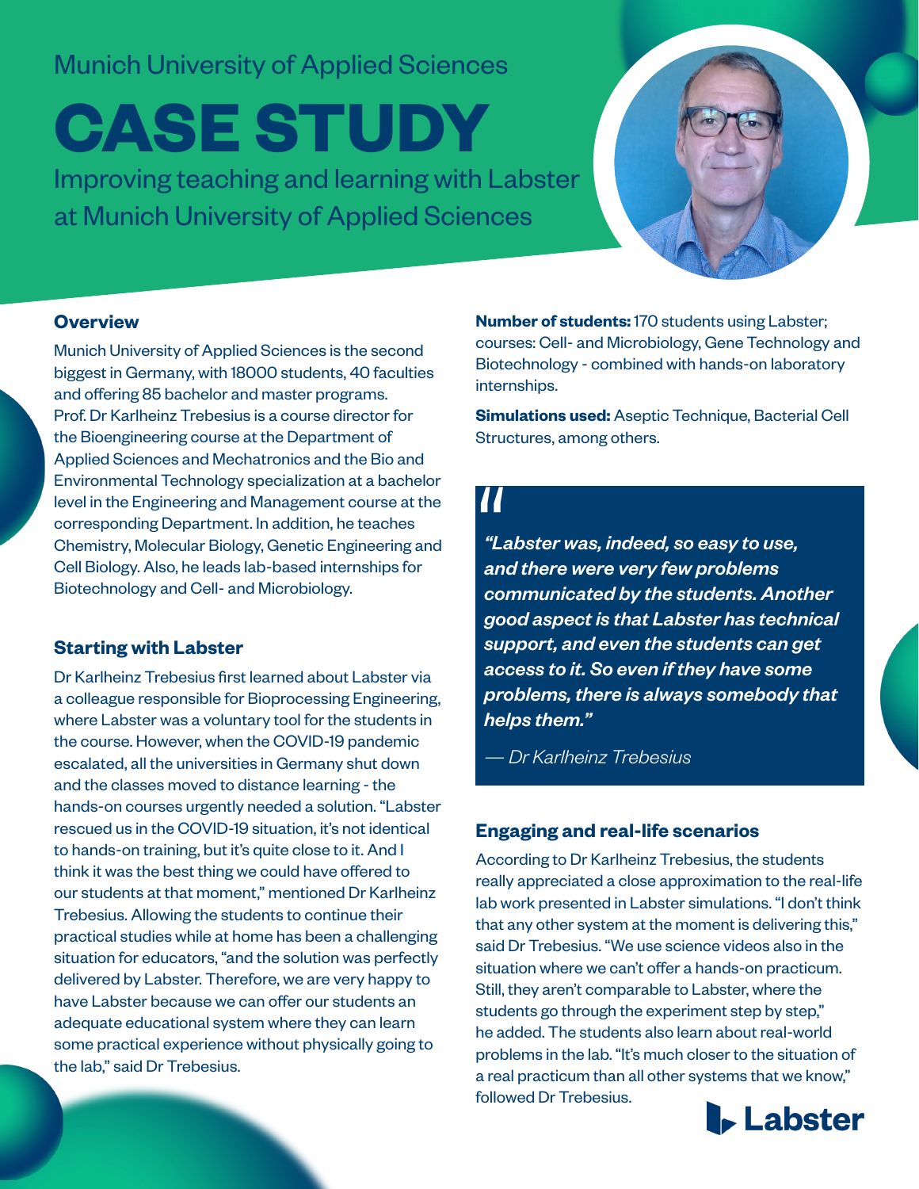Munich University of Applied Sciences

# CASE STUDY

Improving teaching and learning with Labster at Munich University of Applied Sciences

## Overview

Munich University of Applied Sciences is the second biggest in Germany, with 18000 students, 40 faculties and offering 85 bachelor and master programs. Prof. Dr Karlheinz Trebesius is a course director for the Bioengineering course at the Department of Applied Sciences and Mechatronics and the Bio and Environmental Technology specialization at a bachelor level in the Engineering and Management course at the corresponding Department. In addition, he teaches Chemistry, Molecular Biology, Genetic Engineering and Cell Biology. Also, he leads lab-based internships for Biotechnology and Cell- and Microbiology.

## Starting with Labster

Dr Karlheinz Trebesius first learned about Labster via a colleague responsible for Bioprocessing Engineering, where Labster was a voluntary tool for the students in the course. However, when the COVID-19 pandemic escalated, all the universities in Germany shut down and the classes moved to distance learning - the hands-on courses urgently needed a solution. “Labster rescued us in the COVID-19 situation, it’s not identical to hands-on training, but it’s quite close to it. And I think it was the best thing we could have offered to our students at that moment,” mentioned Dr Karlheinz Trebesius. Allowing the students to continue their practical studies while at home has been a challenging situation for educators, “and the solution was perfectly delivered by Labster. Therefore, we are very happy to have Labster because we can offer our students an adequate educational system where they can learn some practical experience without physically going to the lab,” said Dr Trebesius.

**Number of students:** 170 students using Labster; courses: Cell- and Microbiology, Gene Technology and Biotechnology - combined with hands-on laboratory internships.

**Simulations used:** Aseptic Technique, Bacterial Cell Structures, among others.

> ***“Labster was, indeed, so easy to use, and there were very few problems communicated by the students. Another good aspect is that Labster has technical support, and even the students can get access to it. So even if they have some problems, there is always somebody that helps them.”***
>
> *— Dr Karlheinz Trebesius*

## Engaging and real-life scenarios

According to Dr Karlheinz Trebesius, the students really appreciated a close approximation to the real-life lab work presented in Labster simulations. “I don’t think that any other system at the moment is delivering this,” said Dr Trebesius. “We use science videos also in the situation where we can’t offer a hands-on practicum. Still, they aren’t comparable to Labster, where the students go through the experiment step by step,” he added. The students also learn about real-world problems in the lab. “It’s much closer to the situation of a real practicum than all other systems that we know,” followed Dr Trebesius.

Labster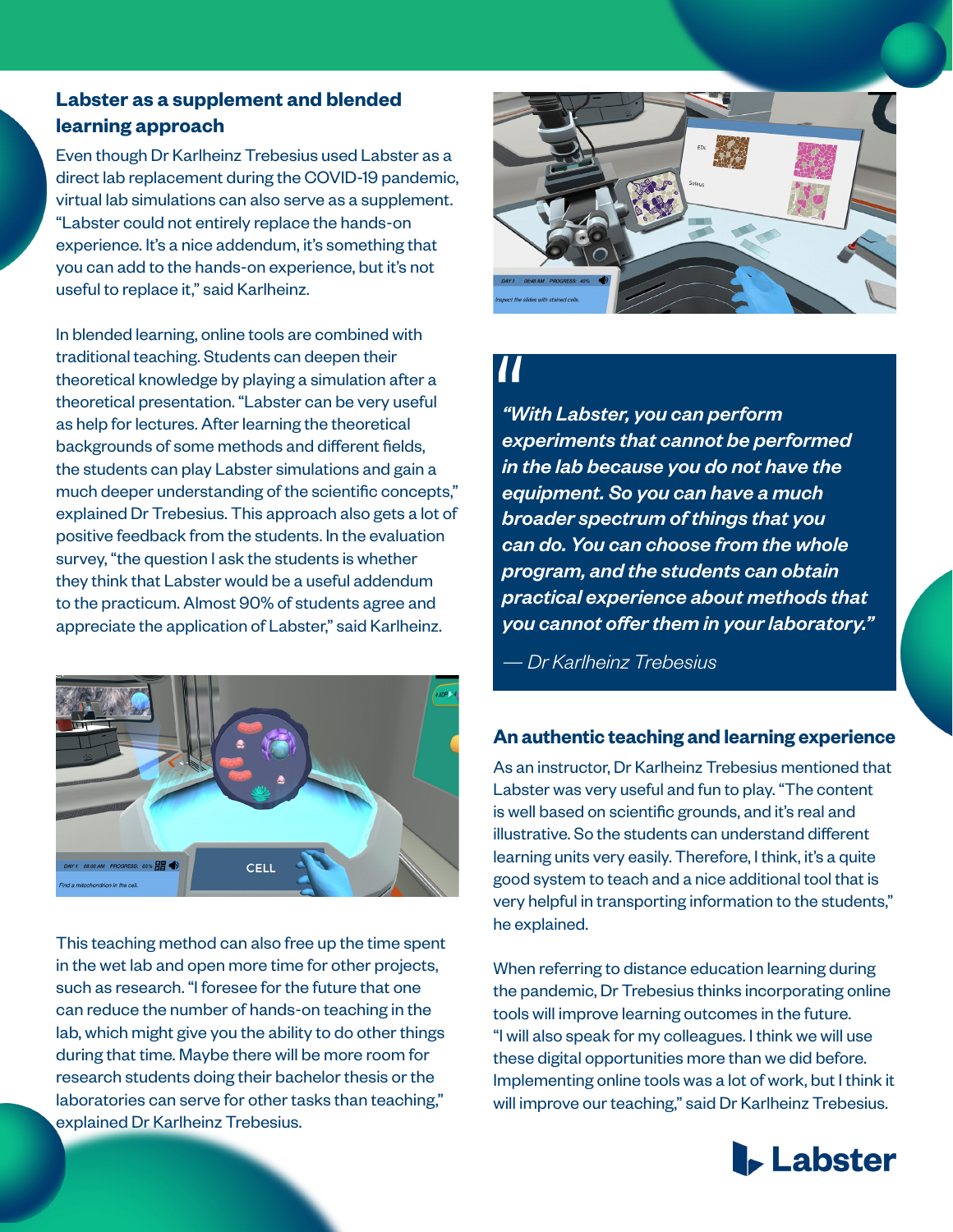## Labster as a supplement and blended learning approach

Even though Dr Karlheinz Trebesius used Labster as a direct lab replacement during the COVID-19 pandemic, virtual lab simulations can also serve as a supplement. "Labster could not entirely replace the hands-on experience. It's a nice addendum, it's something that you can add to the hands-on experience, but it's not useful to replace it," said Karlheinz.

In blended learning, online tools are combined with traditional teaching. Students can deepen their theoretical knowledge by playing a simulation after a theoretical presentation. "Labster can be very useful as help for lectures. After learning the theoretical backgrounds of some methods and different fields, the students can play Labster simulations and gain a much deeper understanding of the scientific concepts," explained Dr Trebesius. This approach also gets a lot of positive feedback from the students. In the evaluation survey, "the question I ask the students is whether they think that Labster would be a useful addendum to the practicum. Almost 90% of students agree and appreciate the application of Labster," said Karlheinz.

This teaching method can also free up the time spent in the wet lab and open more time for other projects, such as research. "I foresee for the future that one can reduce the number of hands-on teaching in the lab, which might give you the ability to do other things during that time. Maybe there will be more room for research students doing their bachelor thesis or the laboratories can serve for other tasks than teaching," explained Dr Karlheinz Trebesius.

> *"With Labster, you can perform experiments that cannot be performed in the lab because you do not have the equipment. So you can have a much broader spectrum of things that you can do. You can choose from the whole program, and the students can obtain practical experience about methods that you cannot offer them in your laboratory."*
>
> *— Dr Karlheinz Trebesius*

## An authentic teaching and learning experience

As an instructor, Dr Karlheinz Trebesius mentioned that Labster was very useful and fun to play. "The content is well based on scientific grounds, and it's real and illustrative. So the students can understand different learning units very easily. Therefore, I think, it's a quite good system to teach and a nice additional tool that is very helpful in transporting information to the students," he explained.

When referring to distance education learning during the pandemic, Dr Trebesius thinks incorporating online tools will improve learning outcomes in the future. "I will also speak for my colleagues. I think we will use these digital opportunities more than we did before. Implementing online tools was a lot of work, but I think it will improve our teaching," said Dr Karlheinz Trebesius.

Labster